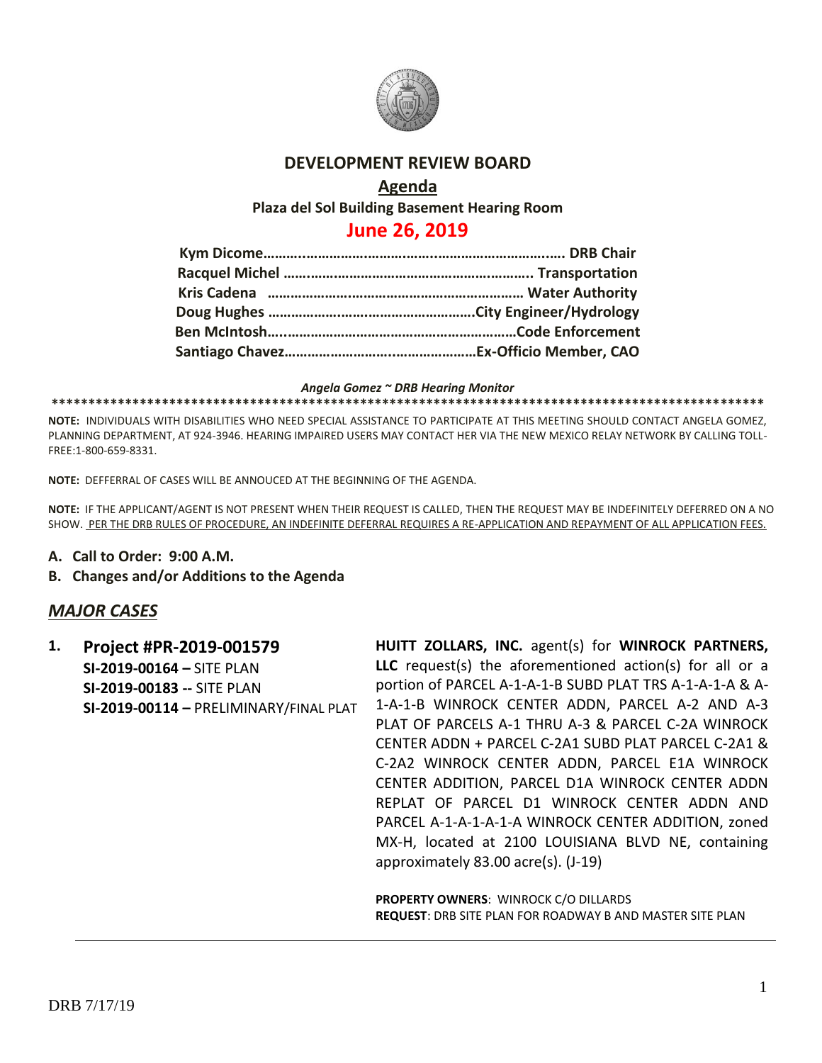# DEVELOPMENT REVIEW BOARD

## Agenda

**Plaza del Sol Building Basement Hearing Room**

## June 26, 2019

**Kym Dicome……………………………………………………………. DRB Chair**
**Racquel Michel ………………………………………………….. Transportation**
**Kris Cadena ……………………………………………………… Water Authority**
**Doug Hughes …………………………………………….City Engineer/Hydrology**
**Ben McIntosh……………………………………………………Code Enforcement**
**Santiago Chavez………………………………………………Ex-Officio Member, CAO**

*Angela Gomez ~ DRB Hearing Monitor*

**********************************************************************************************

**NOTE:** INDIVIDUALS WITH DISABILITIES WHO NEED SPECIAL ASSISTANCE TO PARTICIPATE AT THIS MEETING SHOULD CONTACT ANGELA GOMEZ, PLANNING DEPARTMENT, AT 924-3946. HEARING IMPAIRED USERS MAY CONTACT HER VIA THE NEW MEXICO RELAY NETWORK BY CALLING TOLL-FREE:1-800-659-8331.

**NOTE:** DEFFERRAL OF CASES WILL BE ANNOUCED AT THE BEGINNING OF THE AGENDA.

**NOTE:** IF THE APPLICANT/AGENT IS NOT PRESENT WHEN THEIR REQUEST IS CALLED, THEN THE REQUEST MAY BE INDEFINITELY DEFERRED ON A NO SHOW. PER THE DRB RULES OF PROCEDURE, AN INDEFINITE DEFERRAL REQUIRES A RE-APPLICATION AND REPAYMENT OF ALL APPLICATION FEES.

**A. Call to Order: 9:00 A.M.**

**B. Changes and/or Additions to the Agenda**

## *MAJOR CASES*

1. **Project #PR-2019-001579**
   **SI-2019-00164 –** SITE PLAN
   **SI-2019-00183 --** SITE PLAN
   **SI-2019-00114 –** PRELIMINARY/FINAL PLAT

   **HUITT ZOLLARS, INC.** agent(s) for **WINROCK PARTNERS, LLC** request(s) the aforementioned action(s) for all or a portion of PARCEL A-1-A-1-B SUBD PLAT TRS A-1-A-1-A & A-1-A-1-B WINROCK CENTER ADDN, PARCEL A-2 AND A-3 PLAT OF PARCELS A-1 THRU A-3 & PARCEL C-2A WINROCK CENTER ADDN + PARCEL C-2A1 SUBD PLAT PARCEL C-2A1 & C-2A2 WINROCK CENTER ADDN, PARCEL E1A WINROCK CENTER ADDITION, PARCEL D1A WINROCK CENTER ADDN REPLAT OF PARCEL D1 WINROCK CENTER ADDN AND PARCEL A-1-A-1-A-1-A WINROCK CENTER ADDITION, zoned MX-H, located at 2100 LOUISIANA BLVD NE, containing approximately 83.00 acre(s). (J-19)

   **PROPERTY OWNERS**: WINROCK C/O DILLARDS
   **REQUEST**: DRB SITE PLAN FOR ROADWAY B AND MASTER SITE PLAN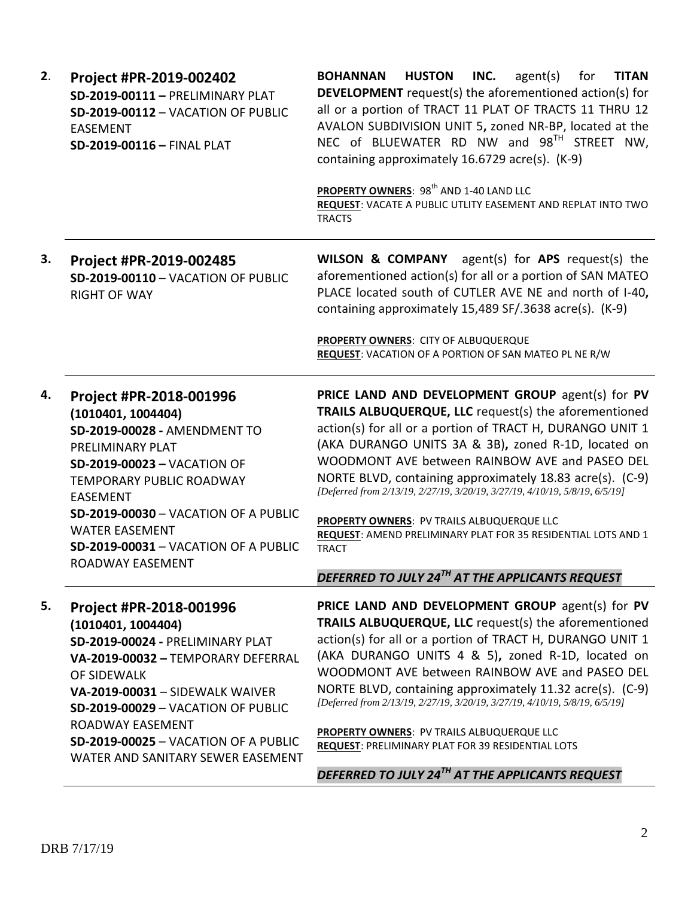**2.** **Project #PR-2019-002402**
**SD-2019-00111 –** PRELIMINARY PLAT
**SD-2019-00112** – VACATION OF PUBLIC EASEMENT
**SD-2019-00116 –** FINAL PLAT

**BOHANNAN HUSTON INC.** agent(s) for **TITAN DEVELOPMENT** request(s) the aforementioned action(s) for all or a portion of TRACT 11 PLAT OF TRACTS 11 THRU 12 AVALON SUBDIVISION UNIT 5**,** zoned NR-BP, located at the NEC of BLUEWATER RD NW and 98TH STREET NW, containing approximately 16.6729 acre(s). (K-9)

**PROPERTY OWNERS**: 98th AND 1-40 LAND LLC
**REQUEST**: VACATE A PUBLIC UTLITY EASEMENT AND REPLAT INTO TWO TRACTS

---

**3.** **Project #PR-2019-002485**
**SD-2019-00110** – VACATION OF PUBLIC RIGHT OF WAY

**WILSON & COMPANY** agent(s) for **APS** request(s) the aforementioned action(s) for all or a portion of SAN MATEO PLACE located south of CUTLER AVE NE and north of I-40**,** containing approximately 15,489 SF/.3638 acre(s). (K-9)

**PROPERTY OWNERS**: CITY OF ALBUQUERQUE
**REQUEST**: VACATION OF A PORTION OF SAN MATEO PL NE R/W

---

**4.** **Project #PR-2018-001996**
**(1010401, 1004404)**
**SD-2019-00028 -** AMENDMENT TO PRELIMINARY PLAT
**SD-2019-00023 –** VACATION OF TEMPORARY PUBLIC ROADWAY EASEMENT
**SD-2019-00030** – VACATION OF A PUBLIC WATER EASEMENT
**SD-2019-00031** – VACATION OF A PUBLIC ROADWAY EASEMENT

**PRICE LAND AND DEVELOPMENT GROUP** agent(s) for **PV TRAILS ALBUQUERQUE, LLC** request(s) the aforementioned action(s) for all or a portion of TRACT H, DURANGO UNIT 1 (AKA DURANGO UNITS 3A & 3B)**,** zoned R-1D, located on WOODMONT AVE between RAINBOW AVE and PASEO DEL NORTE BLVD, containing approximately 18.83 acre(s). (C-9)
*[Deferred from 2/13/19, 2/27/19, 3/20/19, 3/27/19, 4/10/19, 5/8/19, 6/5/19]*

**PROPERTY OWNERS**: PV TRAILS ALBUQUERQUE LLC
**REQUEST**: AMEND PRELIMINARY PLAT FOR 35 RESIDENTIAL LOTS AND 1 TRACT

***DEFERRED TO JULY 24TH AT THE APPLICANTS REQUEST***

---

**5.** **Project #PR-2018-001996**
**(1010401, 1004404)**
**SD-2019-00024 -** PRELIMINARY PLAT
**VA-2019-00032 –** TEMPORARY DEFERRAL OF SIDEWALK
**VA-2019-00031** – SIDEWALK WAIVER
**SD-2019-00029** – VACATION OF PUBLIC ROADWAY EASEMENT
**SD-2019-00025** – VACATION OF A PUBLIC WATER AND SANITARY SEWER EASEMENT

**PRICE LAND AND DEVELOPMENT GROUP** agent(s) for **PV TRAILS ALBUQUERQUE, LLC** request(s) the aforementioned action(s) for all or a portion of TRACT H, DURANGO UNIT 1 (AKA DURANGO UNITS 4 & 5)**,** zoned R-1D, located on WOODMONT AVE between RAINBOW AVE and PASEO DEL NORTE BLVD, containing approximately 11.32 acre(s). (C-9)
*[Deferred from 2/13/19, 2/27/19, 3/20/19, 3/27/19, 4/10/19, 5/8/19, 6/5/19]*

**PROPERTY OWNERS**: PV TRAILS ALBUQUERQUE LLC
**REQUEST**: PRELIMINARY PLAT FOR 39 RESIDENTIAL LOTS

***DEFERRED TO JULY 24TH AT THE APPLICANTS REQUEST***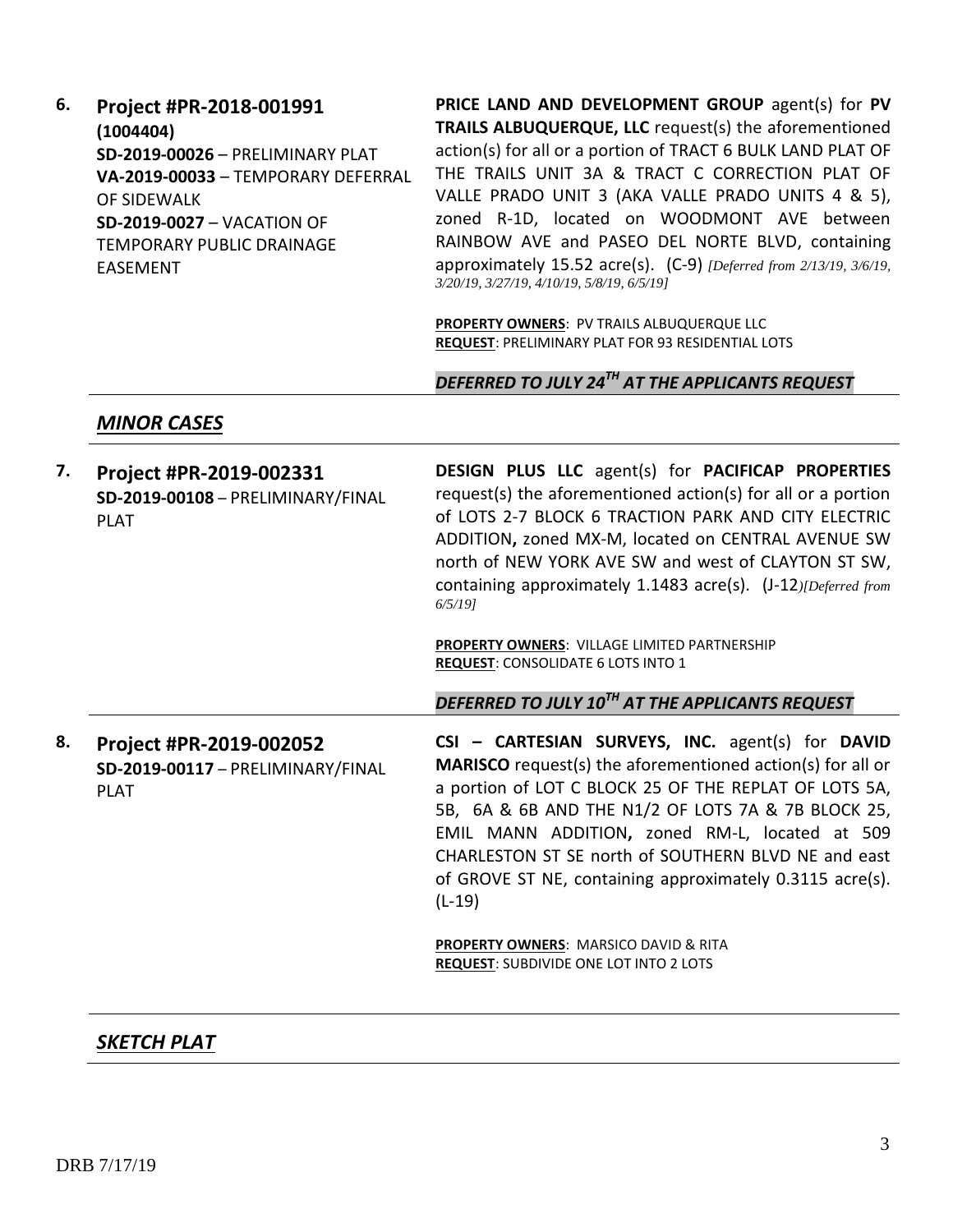| | | |
|---|---|---|
| **6.** | **Project #PR-2018-001991** **(1004404)** **SD-2019-00026** – PRELIMINARY PLAT **VA-2019-00033** – TEMPORARY DEFERRAL OF SIDEWALK **SD-2019-0027** – VACATION OF TEMPORARY PUBLIC DRAINAGE EASEMENT | **PRICE LAND AND DEVELOPMENT GROUP** agent(s) for **PV TRAILS ALBUQUERQUE, LLC** request(s) the aforementioned action(s) for all or a portion of TRACT 6 BULK LAND PLAT OF THE TRAILS UNIT 3A & TRACT C CORRECTION PLAT OF VALLE PRADO UNIT 3 (AKA VALLE PRADO UNITS 4 & 5), zoned R-1D, located on WOODMONT AVE between RAINBOW AVE and PASEO DEL NORTE BLVD, containing approximately 15.52 acre(s). (C-9) *[Deferred from 2/13/19, 3/6/19, 3/20/19, 3/27/19, 4/10/19, 5/8/19, 6/5/19]*<br><br>**PROPERTY OWNERS**: PV TRAILS ALBUQUERQUE LLC<br>**REQUEST**: PRELIMINARY PLAT FOR 93 RESIDENTIAL LOTS<br><br>***DEFERRED TO JULY 24TH AT THE APPLICANTS REQUEST*** |

## *MINOR CASES*

| | | |
|---|---|---|
| **7.** | **Project #PR-2019-002331** **SD-2019-00108** – PRELIMINARY/FINAL PLAT | **DESIGN PLUS LLC** agent(s) for **PACIFICAP PROPERTIES** request(s) the aforementioned action(s) for all or a portion of LOTS 2-7 BLOCK 6 TRACTION PARK AND CITY ELECTRIC ADDITION**,** zoned MX-M, located on CENTRAL AVENUE SW north of NEW YORK AVE SW and west of CLAYTON ST SW, containing approximately 1.1483 acre(s). (J-12)*[Deferred from 6/5/19]*<br><br>**PROPERTY OWNERS**: VILLAGE LIMITED PARTNERSHIP<br>**REQUEST**: CONSOLIDATE 6 LOTS INTO 1<br><br>***DEFERRED TO JULY 10TH AT THE APPLICANTS REQUEST*** |
| **8.** | **Project #PR-2019-002052** **SD-2019-00117** – PRELIMINARY/FINAL PLAT | **CSI – CARTESIAN SURVEYS, INC.** agent(s) for **DAVID MARISCO** request(s) the aforementioned action(s) for all or a portion of LOT C BLOCK 25 OF THE REPLAT OF LOTS 5A, 5B, 6A & 6B AND THE N1/2 OF LOTS 7A & 7B BLOCK 25, EMIL MANN ADDITION**,** zoned RM-L, located at 509 CHARLESTON ST SE north of SOUTHERN BLVD NE and east of GROVE ST NE, containing approximately 0.3115 acre(s). (L-19)<br><br>**PROPERTY OWNERS**: MARSICO DAVID & RITA<br>**REQUEST**: SUBDIVIDE ONE LOT INTO 2 LOTS |

## *SKETCH PLAT*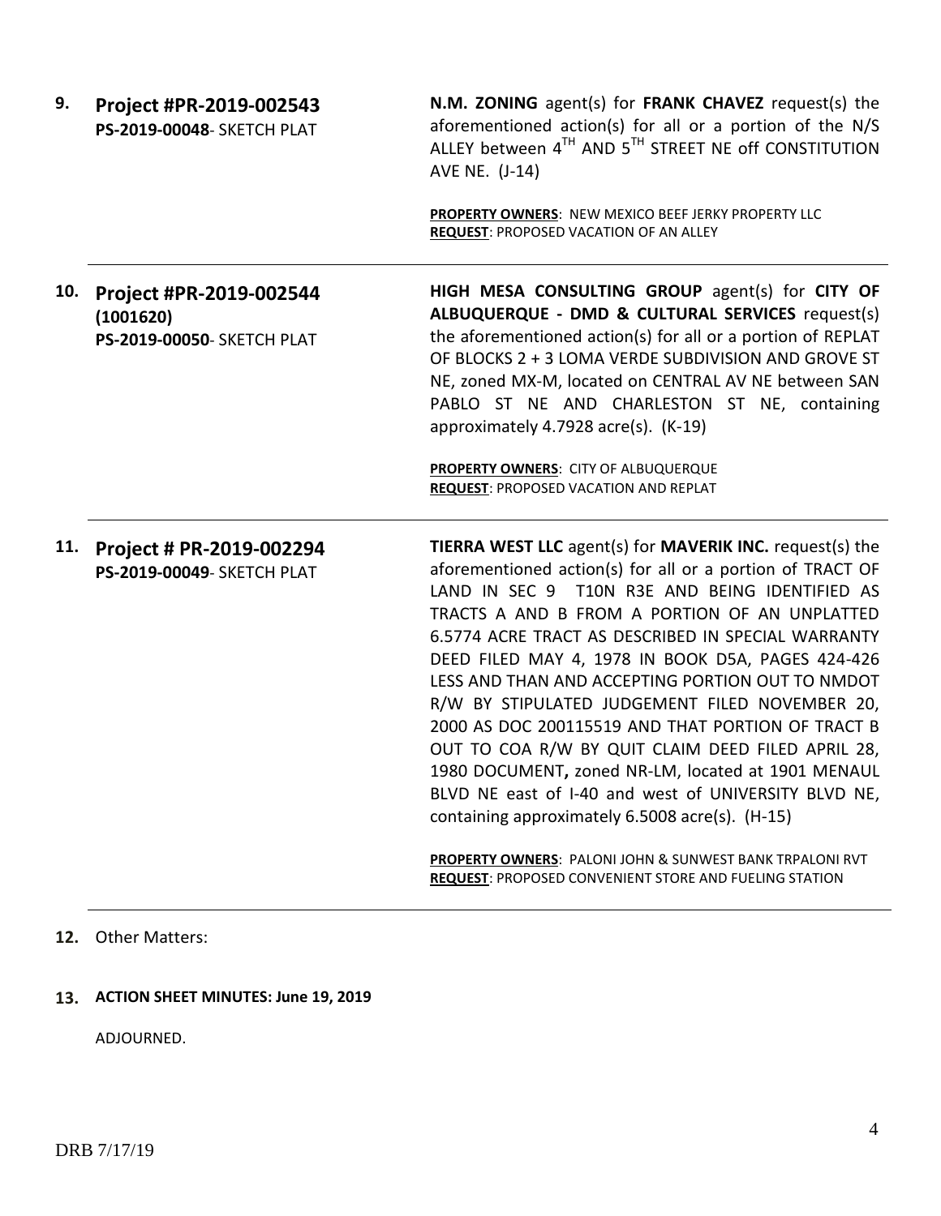**9. Project #PR-2019-002543**
**PS-2019-00048**- SKETCH PLAT

**N.M. ZONING** agent(s) for **FRANK CHAVEZ** request(s) the aforementioned action(s) for all or a portion of the N/S ALLEY between 4$^{TH}$ AND 5$^{TH}$ STREET NE off CONSTITUTION AVE NE. (J-14)

**PROPERTY OWNERS**: NEW MEXICO BEEF JERKY PROPERTY LLC
**REQUEST**: PROPOSED VACATION OF AN ALLEY

---

**10. Project #PR-2019-002544**
**(1001620)**
**PS-2019-00050**- SKETCH PLAT

**HIGH MESA CONSULTING GROUP** agent(s) for **CITY OF ALBUQUERQUE - DMD & CULTURAL SERVICES** request(s) the aforementioned action(s) for all or a portion of REPLAT OF BLOCKS 2 + 3 LOMA VERDE SUBDIVISION AND GROVE ST NE, zoned MX-M, located on CENTRAL AV NE between SAN PABLO ST NE AND CHARLESTON ST NE, containing approximately 4.7928 acre(s). (K-19)

**PROPERTY OWNERS**: CITY OF ALBUQUERQUE
**REQUEST**: PROPOSED VACATION AND REPLAT

---

**11. Project # PR-2019-002294**
**PS-2019-00049**- SKETCH PLAT

**TIERRA WEST LLC** agent(s) for **MAVERIK INC.** request(s) the aforementioned action(s) for all or a portion of TRACT OF LAND IN SEC 9 T10N R3E AND BEING IDENTIFIED AS TRACTS A AND B FROM A PORTION OF AN UNPLATTED 6.5774 ACRE TRACT AS DESCRIBED IN SPECIAL WARRANTY DEED FILED MAY 4, 1978 IN BOOK D5A, PAGES 424-426 LESS AND THAN AND ACCEPTING PORTION OUT TO NMDOT R/W BY STIPULATED JUDGEMENT FILED NOVEMBER 20, 2000 AS DOC 200115519 AND THAT PORTION OF TRACT B OUT TO COA R/W BY QUIT CLAIM DEED FILED APRIL 28, 1980 DOCUMENT**,** zoned NR-LM, located at 1901 MENAUL BLVD NE east of I-40 and west of UNIVERSITY BLVD NE, containing approximately 6.5008 acre(s). (H-15)

**PROPERTY OWNERS**: PALONI JOHN & SUNWEST BANK TRPALONI RVT
**REQUEST**: PROPOSED CONVENIENT STORE AND FUELING STATION

---

**12.** Other Matters:

**13. ACTION SHEET MINUTES: June 19, 2019**

ADJOURNED.

DRB 7/17/19